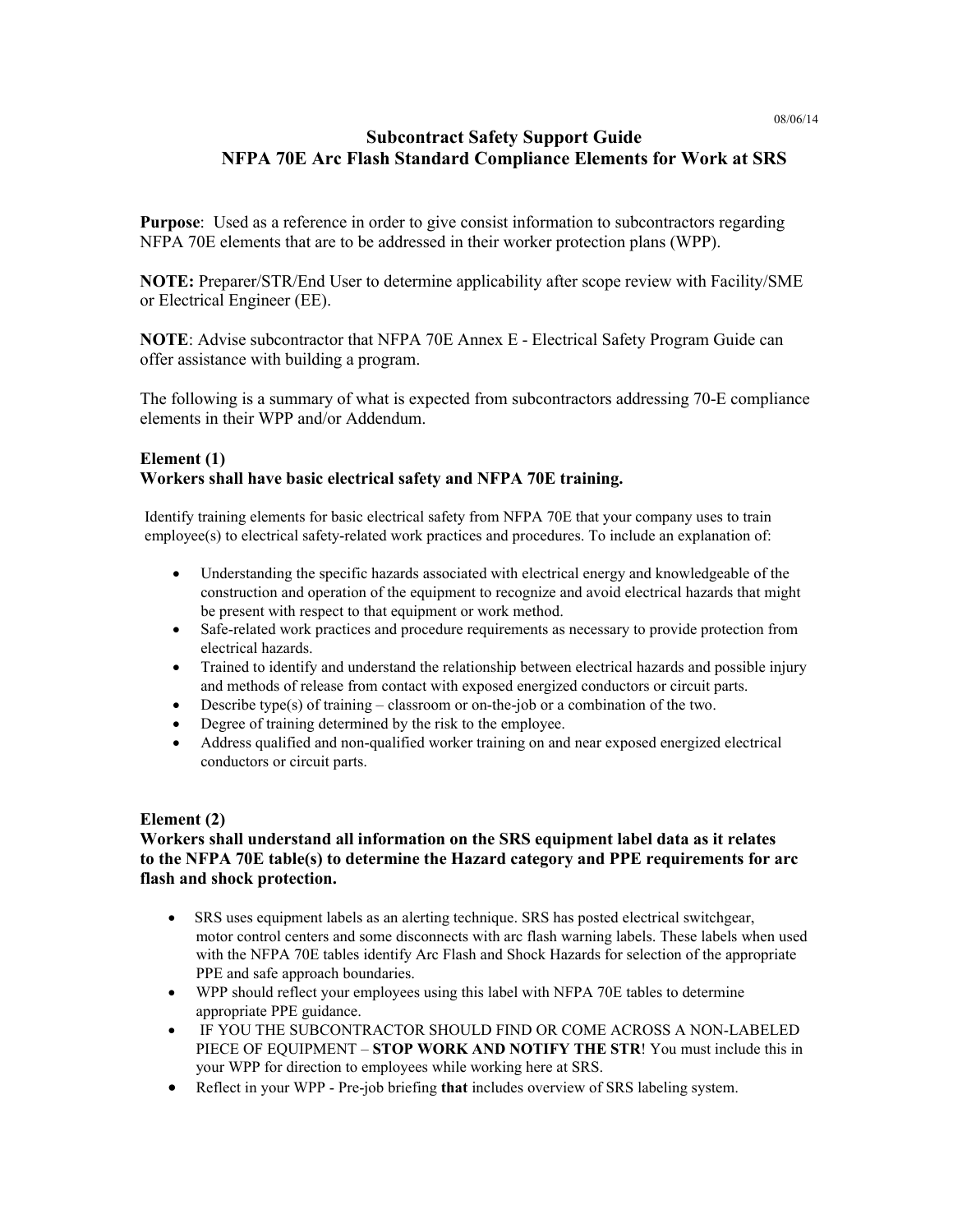08/06/14

# Subcontract Safety Support Guide
# NFPA 70E Arc Flash Standard Compliance Elements for Work at SRS

**Purpose**: Used as a reference in order to give consist information to subcontractors regarding NFPA 70E elements that are to be addressed in their worker protection plans (WPP).

**NOTE:** Preparer/STR/End User to determine applicability after scope review with Facility/SME or Electrical Engineer (EE).

**NOTE**: Advise subcontractor that NFPA 70E Annex E - Electrical Safety Program Guide can offer assistance with building a program.

The following is a summary of what is expected from subcontractors addressing 70-E compliance elements in their WPP and/or Addendum.

**Element (1)**
**Workers shall have basic electrical safety and NFPA 70E training.**

Identify training elements for basic electrical safety from NFPA 70E that your company uses to train employee(s) to electrical safety-related work practices and procedures. To include an explanation of:

- Understanding the specific hazards associated with electrical energy and knowledgeable of the construction and operation of the equipment to recognize and avoid electrical hazards that might be present with respect to that equipment or work method.
- Safe-related work practices and procedure requirements as necessary to provide protection from electrical hazards.
- Trained to identify and understand the relationship between electrical hazards and possible injury and methods of release from contact with exposed energized conductors or circuit parts.
- Describe type(s) of training – classroom or on-the-job or a combination of the two.
- Degree of training determined by the risk to the employee.
- Address qualified and non-qualified worker training on and near exposed energized electrical conductors or circuit parts.

**Element (2)**
**Workers shall understand all information on the SRS equipment label data as it relates to the NFPA 70E table(s) to determine the Hazard category and PPE requirements for arc flash and shock protection.**

- SRS uses equipment labels as an alerting technique. SRS has posted electrical switchgear, motor control centers and some disconnects with arc flash warning labels. These labels when used with the NFPA 70E tables identify Arc Flash and Shock Hazards for selection of the appropriate PPE and safe approach boundaries.
- WPP should reflect your employees using this label with NFPA 70E tables to determine appropriate PPE guidance.
- IF YOU THE SUBCONTRACTOR SHOULD FIND OR COME ACROSS A NON-LABELED PIECE OF EQUIPMENT – **STOP WORK AND NOTIFY THE STR**! You must include this in your WPP for direction to employees while working here at SRS.
- Reflect in your WPP - Pre-job briefing **that** includes overview of SRS labeling system.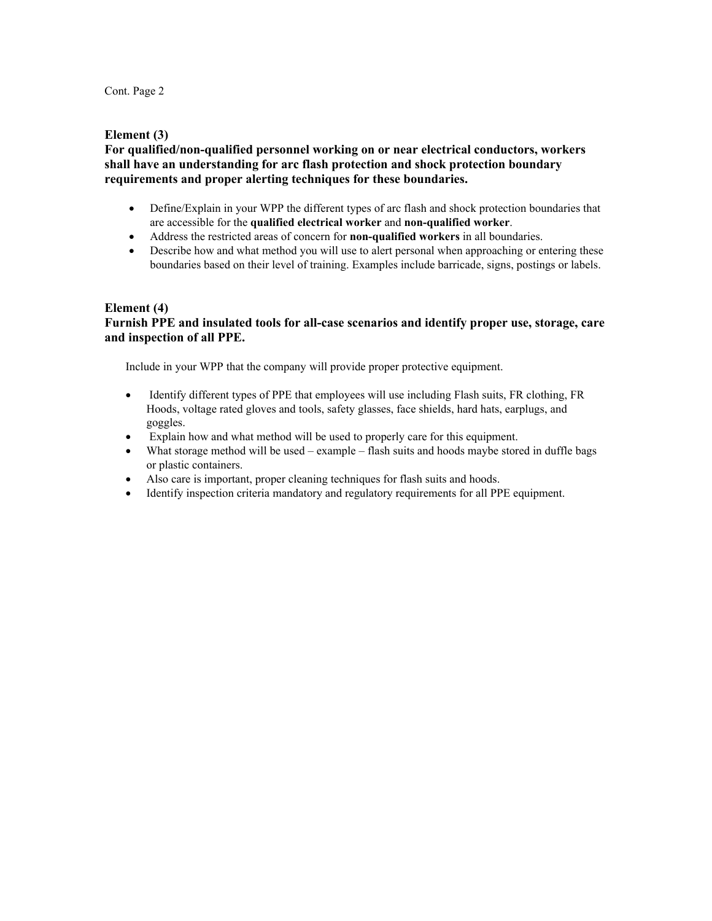Cont. Page 2

**Element (3)**
**For qualified/non-qualified personnel working on or near electrical conductors, workers shall have an understanding for arc flash protection and shock protection boundary requirements and proper alerting techniques for these boundaries.**

- Define/Explain in your WPP the different types of arc flash and shock protection boundaries that are accessible for the **qualified electrical worker** and **non-qualified worker**.
- Address the restricted areas of concern for **non-qualified workers** in all boundaries.
- Describe how and what method you will use to alert personal when approaching or entering these boundaries based on their level of training. Examples include barricade, signs, postings or labels.

**Element (4)**
**Furnish PPE and insulated tools for all-case scenarios and identify proper use, storage, care and inspection of all PPE.**

Include in your WPP that the company will provide proper protective equipment.

- Identify different types of PPE that employees will use including Flash suits, FR clothing, FR Hoods, voltage rated gloves and tools, safety glasses, face shields, hard hats, earplugs, and goggles.
- Explain how and what method will be used to properly care for this equipment.
- What storage method will be used – example – flash suits and hoods maybe stored in duffle bags or plastic containers.
- Also care is important, proper cleaning techniques for flash suits and hoods.
- Identify inspection criteria mandatory and regulatory requirements for all PPE equipment.